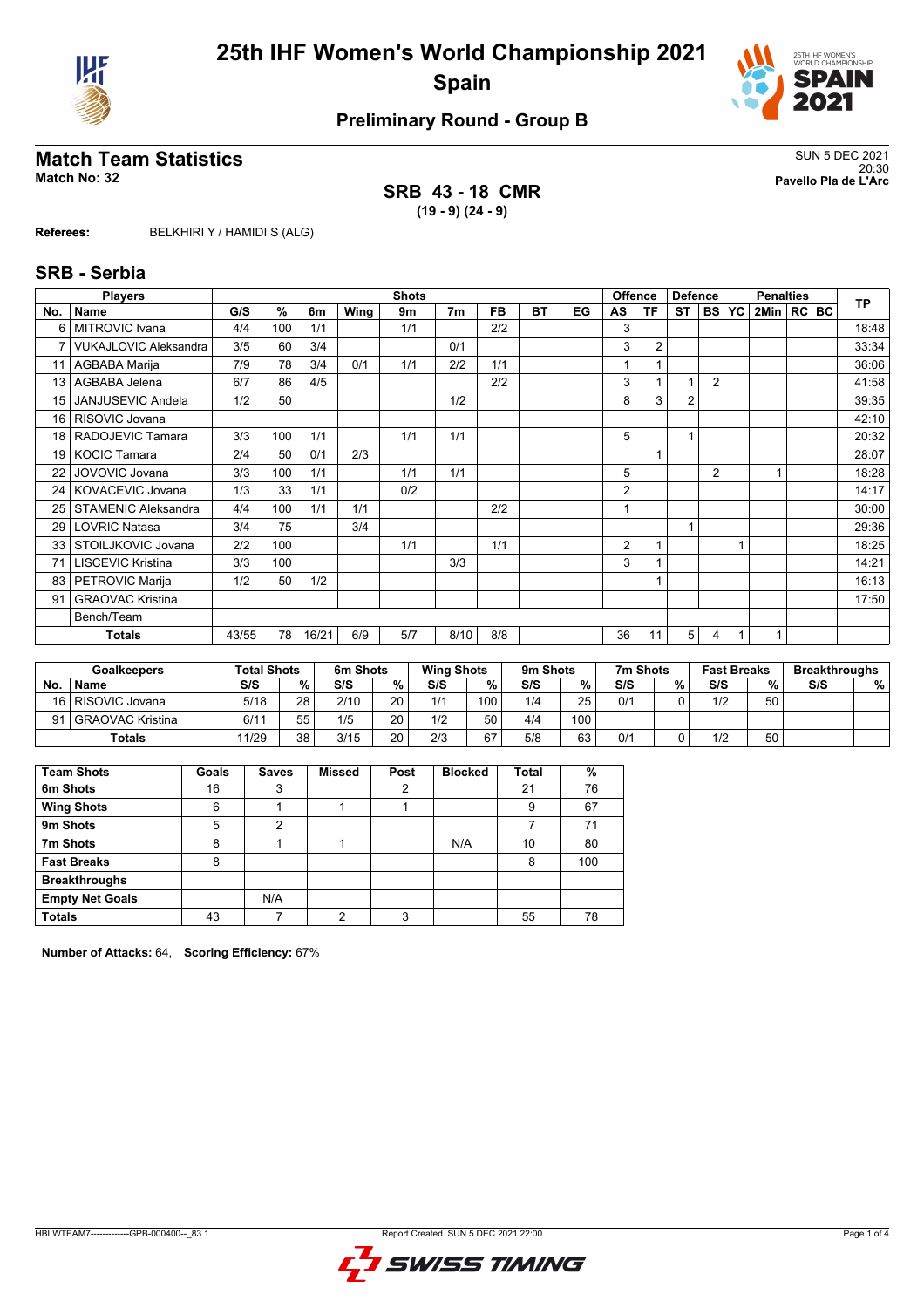# 25th IHF Women's World Championship 2021
## Spain

### Preliminary Round - Group B

## Match Team Statistics
**Match No: 32**

SUN 5 DEC 2021
20:30
**Pavello Pla de L'Arc**

**SRB 43 - 18 CMR**
**(19 - 9) (24 - 9)**

**Referees:** BELKHIRI Y / HAMIDI S (ALG)

## SRB - Serbia

| Players | | Shots | | | | | | | | | Offence | | Defence | | | Penalties | | | TP |
|---|---|---|---|---|---|---|---|---|---|---|---|---|---|---|---|---|---|---|---|
| No. | Name | G/S | % | 6m | Wing | 9m | 7m | FB | BT | EG | AS | TF | ST | BS | YC | 2Min | RC | BC | |
| 6 | MITROVIC Ivana | 4/4 | 100 | 1/1 | | 1/1 | | 2/2 | | | 3 | | | | | | | | 18:48 |
| 7 | VUKAJLOVIC Aleksandra | 3/5 | 60 | 3/4 | | | 0/1 | | | | 3 | 2 | | | | | | | 33:34 |
| 11 | AGBABA Marija | 7/9 | 78 | 3/4 | 0/1 | 1/1 | 2/2 | 1/1 | | | 1 | 1 | | | | | | | 36:06 |
| 13 | AGBABA Jelena | 6/7 | 86 | 4/5 | | | | 2/2 | | | 3 | 1 | 1 | 2 | | | | | 41:58 |
| 15 | JANJUSEVIC Andela | 1/2 | 50 | | | | 1/2 | | | | 8 | 3 | 2 | | | | | | 39:35 |
| 16 | RISOVIC Jovana | | | | | | | | | | | | | | | | | | 42:10 |
| 18 | RADOJEVIC Tamara | 3/3 | 100 | 1/1 | | 1/1 | 1/1 | | | | 5 | | 1 | | | | | | 20:32 |
| 19 | KOCIC Tamara | 2/4 | 50 | 0/1 | 2/3 | | | | | | | 1 | | | | | | | 28:07 |
| 22 | JOVOVIC Jovana | 3/3 | 100 | 1/1 | | 1/1 | 1/1 | | | | 5 | | | 2 | | 1 | | | 18:28 |
| 24 | KOVACEVIC Jovana | 1/3 | 33 | 1/1 | | 0/2 | | | | | 2 | | | | | | | | 14:17 |
| 25 | STAMENIC Aleksandra | 4/4 | 100 | 1/1 | 1/1 | | | 2/2 | | | 1 | | | | | | | | 30:00 |
| 29 | LOVRIC Natasa | 3/4 | 75 | | 3/4 | | | | | | | | 1 | | | | | | 29:36 |
| 33 | STOILJKOVIC Jovana | 2/2 | 100 | | | 1/1 | | 1/1 | | | 2 | 1 | | | 1 | | | | 18:25 |
| 71 | LISCEVIC Kristina | 3/3 | 100 | | | | 3/3 | | | | 3 | 1 | | | | | | | 14:21 |
| 83 | PETROVIC Marija | 1/2 | 50 | 1/2 | | | | | | | | 1 | | | | | | | 16:13 |
| 91 | GRAOVAC Kristina | | | | | | | | | | | | | | | | | | 17:50 |
| | Bench/Team | | | | | | | | | | | | | | | | | | |
| | **Totals** | 43/55 | 78 | 16/21 | 6/9 | 5/7 | 8/10 | 8/8 | | | 36 | 11 | 5 | 4 | 1 | 1 | | | |

| Goalkeepers | | Total Shots | | 6m Shots | | Wing Shots | | 9m Shots | | 7m Shots | | Fast Breaks | | Breakthroughs | |
|---|---|---|---|---|---|---|---|---|---|---|---|---|---|---|---|
| No. | Name | S/S | % | S/S | % | S/S | % | S/S | % | S/S | % | S/S | % | S/S | % |
| 16 | RISOVIC Jovana | 5/18 | 28 | 2/10 | 20 | 1/1 | 100 | 1/4 | 25 | 0/1 | 0 | 1/2 | 50 | | |
| 91 | GRAOVAC Kristina | 6/11 | 55 | 1/5 | 20 | 1/2 | 50 | 4/4 | 100 | | | | | | |
| | **Totals** | 11/29 | 38 | 3/15 | 20 | 2/3 | 67 | 5/8 | 63 | 0/1 | 0 | 1/2 | 50 | | |

| Team Shots | Goals | Saves | Missed | Post | Blocked | Total | % |
|---|---|---|---|---|---|---|---|
| **6m Shots** | 16 | 3 | | 2 | | 21 | 76 |
| **Wing Shots** | 6 | 1 | 1 | 1 | | 9 | 67 |
| **9m Shots** | 5 | 2 | | | | 7 | 71 |
| **7m Shots** | 8 | 1 | 1 | | N/A | 10 | 80 |
| **Fast Breaks** | 8 | | | | | 8 | 100 |
| **Breakthroughs** | | | | | | | |
| **Empty Net Goals** | | N/A | | | | | |
| **Totals** | 43 | 7 | 2 | 3 | | 55 | 78 |

**Number of Attacks:** 64, **Scoring Efficiency:** 67%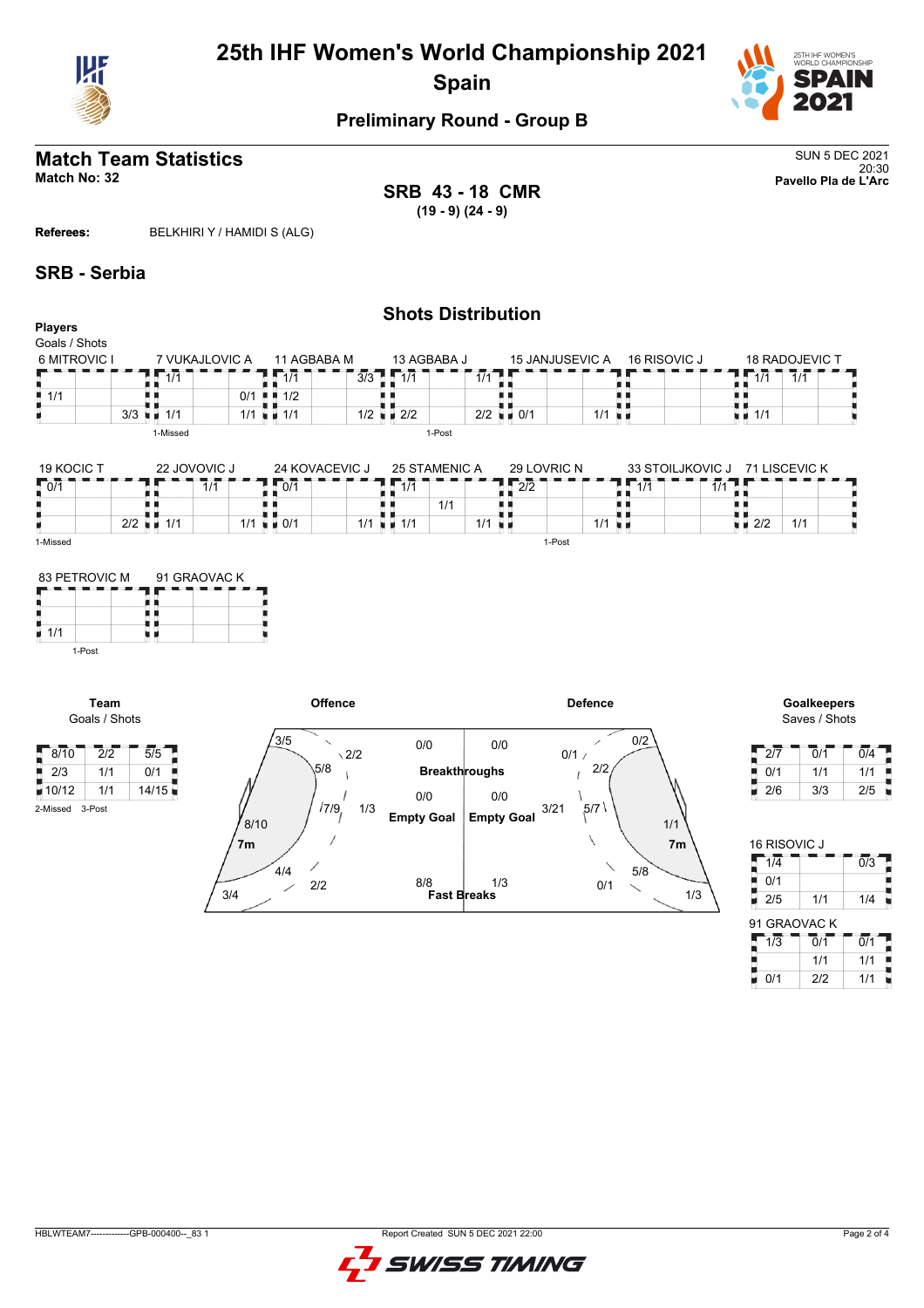# 25th IHF Women's World Championship 2021
## Spain

### Preliminary Round - Group B

## Match Team Statistics

**Match No: 32**

SUN 5 DEC 2021
20:30
**Pavello Pla de L'Arc**

**SRB 43 - 18 CMR**
**(19 - 9) (24 - 9)**

**Referees:** BELKHIRI Y / HAMIDI S (ALG)

## SRB - Serbia

### Shots Distribution

**Players**
Goals / Shots

**6 MITROVIC I**

| | | |
|---|---|---|
| | | |
| 1/1 | | |
| | | 3/3 |

**7 VUKAJLOVIC A**

| | | |
|---|---|---|
| 1/1 | | |
| | | 0/1 |
| 1/1 | | 1/1 |

1-Missed

**11 AGBABA M**

| | | |
|---|---|---|
| 1/1 | | 3/3 |
| 1/2 | | |
| 1/1 | | 1/2 |

**13 AGBABA J**

| | | |
|---|---|---|
| 1/1 | | 1/1 |
| | | |
| 2/2 | | 2/2 |

1-Post

**15 JANJUSEVIC A**

| | | |
|---|---|---|
| | | |
| | | |
| 0/1 | | 1/1 |

**16 RISOVIC J**

| | | |
|---|---|---|
| | | |
| | | |
| | | |

**18 RADOJEVIC T**

| | | |
|---|---|---|
| 1/1 | 1/1 | |
| | | |
| 1/1 | | |

**19 KOCIC T**

| | | |
|---|---|---|
| 0/1 | | |
| | | |
| | | 2/2 |

1-Missed

**22 JOVOVIC J**

| | | |
|---|---|---|
| | 1/1 | |
| | | |
| 1/1 | | 1/1 |

**24 KOVACEVIC J**

| | | |
|---|---|---|
| 0/1 | | |
| | | |
| 0/1 | | 1/1 |

**25 STAMENIC A**

| | | |
|---|---|---|
| 1/1 | | |
| | 1/1 | |
| 1/1 | | 1/1 |

**29 LOVRIC N**

| | | |
|---|---|---|
| 2/2 | | |
| | | |
| | | 1/1 |

1-Post

**33 STOILJKOVIC J**

| | | |
|---|---|---|
| 1/1 | | 1/1 |
| | | |
| | | |

**71 LISCEVIC K**

| | | |
|---|---|---|
| | | |
| | | |
| 2/2 | 1/1 | |

**83 PETROVIC M**

| | | |
|---|---|---|
| | | |
| | | |
| 1/1 | | |

1-Post

**91 GRAOVAC K**

| | | |
|---|---|---|
| | | |
| | | |
| | | |

**Team**
Goals / Shots

| | | |
|---|---|---|
| 8/10 | 2/2 | 5/5 |
| 2/3 | 1/1 | 0/1 |
| 10/12 | 1/1 | 14/15 |

2-Missed 3-Post

**Offence**

| Zone | Goals / Shots |
|---|---|
| Left wing | 3/5 |
| Left 9m | 5/8 |
| Centre 9m | 2/2 |
| Centre 6m | 7/9 |
| Right 9m | 1/3 |
| Left 6m | 8/10 |
| Centre (lower) | 4/4 |
| Right 6m | 2/2 |
| Left wing (lower) | 3/4 |
| Breakthroughs | 0/0 |
| Empty Goal | 0/0 |
| Fast Breaks | 8/8 |
| 7m | 1/3 |

**Defence**

| Zone | Goals / Shots |
|---|---|
| Breakthroughs | 0/0 |
| Empty Goal | 0/0 |
| Fast Breaks | 1/3 |
| 7m | 3/21 |
| | 0/1 |
| | 0/2 |
| | 2/2 |
| | 5/7 |
| | 1/1 |
| | 5/8 |
| | 0/1 |
| | 1/3 |

**Goalkeepers**
Saves / Shots

| | | |
|---|---|---|
| 2/7 | 0/1 | 0/4 |
| 0/1 | 1/1 | 1/1 |
| 2/6 | 3/3 | 2/5 |

**16 RISOVIC J**

| | | |
|---|---|---|
| 1/4 | | 0/3 |
| 0/1 | | |
| 2/5 | 1/1 | 1/4 |

**91 GRAOVAC K**

| | | |
|---|---|---|
| 1/3 | 0/1 | 0/1 |
| | 1/1 | 1/1 |
| 0/1 | 2/2 | 1/1 |

HBLWTEAM7-------------GPB-000400--_83 1 Report Created SUN 5 DEC 2021 22:00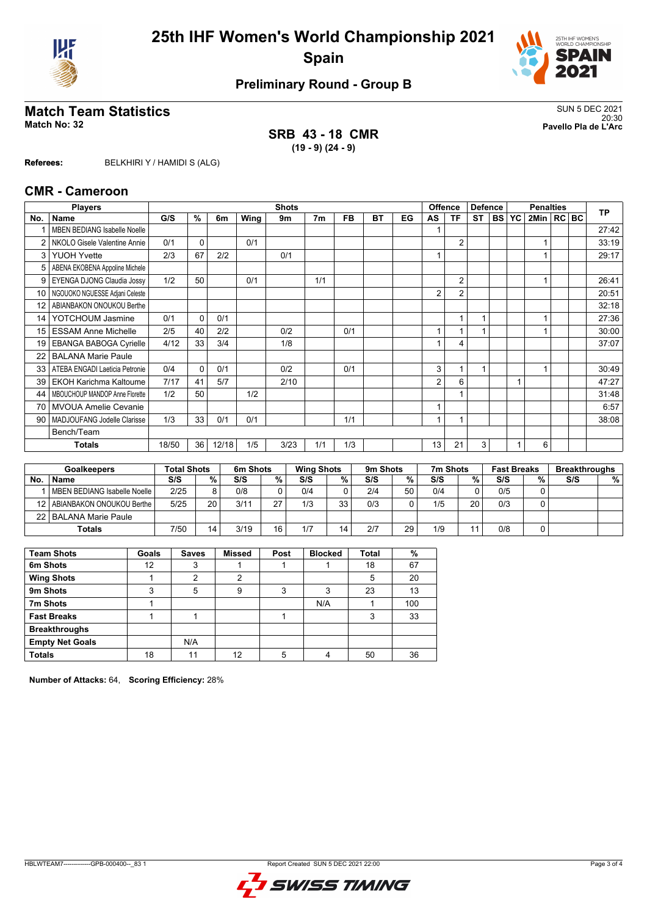# 25th IHF Women's World Championship 2021

## Spain

### Preliminary Round - Group B

## Match Team Statistics

**Match No: 32**

SUN 5 DEC 2021
20:30
**Pavello Pla de L'Arc**

**SRB 43 - 18 CMR**
**(19 - 9) (24 - 9)**

**Referees:** BELKHIRI Y / HAMIDI S (ALG)

## CMR - Cameroon

| Players | | Shots | | | | | | | | | Offence | | Defence | | Penalties | | | | TP |
|---|---|---|---|---|---|---|---|---|---|---|---|---|---|---|---|---|---|---|---|
| No. | Name | G/S | % | 6m | Wing | 9m | 7m | FB | BT | EG | AS | TF | ST | BS | YC | 2Min | RC | BC | |
| 1 | MBEN BEDIANG Isabelle Noelle | | | | | | | | | | 1 | | | | | | | | 27:42 |
| 2 | NKOLO Gisele Valentine Annie | 0/1 | 0 | | 0/1 | | | | | | | 2 | | | | 1 | | | 33:19 |
| 3 | YUOH Yvette | 2/3 | 67 | 2/2 | | 0/1 | | | | | 1 | | | | | 1 | | | 29:17 |
| 5 | ABENA EKOBENA Appoline Michele | | | | | | | | | | | | | | | | | | |
| 9 | EYENGA DJONG Claudia Jossy | 1/2 | 50 | | 0/1 | | 1/1 | | | | | 2 | | | | 1 | | | 26:41 |
| 10 | NGOUOKO NGUESSE Adjani Celeste | | | | | | | | | | 2 | 2 | | | | | | | 20:51 |
| 12 | ABIANBAKON ONOUKOU Berthe | | | | | | | | | | | | | | | | | | 32:18 |
| 14 | YOTCHOUM Jasmine | 0/1 | 0 | 0/1 | | | | | | | | 1 | 1 | | | 1 | | | 27:36 |
| 15 | ESSAM Anne Michelle | 2/5 | 40 | 2/2 | | 0/2 | | 0/1 | | | 1 | 1 | 1 | | | 1 | | | 30:00 |
| 19 | EBANGA BABOGA Cyrielle | 4/12 | 33 | 3/4 | | 1/8 | | | | | 1 | 4 | | | | | | | 37:07 |
| 22 | BALANA Marie Paule | | | | | | | | | | | | | | | | | | |
| 33 | ATEBA ENGADI Laeticia Petronie | 0/4 | 0 | 0/1 | | 0/2 | | 0/1 | | | 3 | 1 | 1 | | | 1 | | | 30:49 |
| 39 | EKOH Karichma Kaltoume | 7/17 | 41 | 5/7 | | 2/10 | | | | | 2 | 6 | | | 1 | | | | 47:27 |
| 44 | MBOUCHOUP MANDOP Anne Florette | 1/2 | 50 | | 1/2 | | | | | | | 1 | | | | | | | 31:48 |
| 70 | MVOUA Amelie Cevanie | | | | | | | | | | 1 | | | | | | | | 6:57 |
| 90 | MADJOUFANG Jodelle Clarisse | 1/3 | 33 | 0/1 | 0/1 | | | 1/1 | | | 1 | 1 | | | | | | | 38:08 |
| | Bench/Team | | | | | | | | | | | | | | | | | | |
| | **Totals** | 18/50 | 36 | 12/18 | 1/5 | 3/23 | 1/1 | 1/3 | | | 13 | 21 | 3 | | 1 | 6 | | | |

| Goalkeepers | | Total Shots | | 6m Shots | | Wing Shots | | 9m Shots | | 7m Shots | | Fast Breaks | | Breakthroughs | |
|---|---|---|---|---|---|---|---|---|---|---|---|---|---|---|---|
| No. | Name | S/S | % | S/S | % | S/S | % | S/S | % | S/S | % | S/S | % | S/S | % |
| 1 | MBEN BEDIANG Isabelle Noelle | 2/25 | 8 | 0/8 | 0 | 0/4 | 0 | 2/4 | 50 | 0/4 | 0 | 0/5 | 0 | | |
| 12 | ABIANBAKON ONOUKOU Berthe | 5/25 | 20 | 3/11 | 27 | 1/3 | 33 | 0/3 | 0 | 1/5 | 20 | 0/3 | 0 | | |
| 22 | BALANA Marie Paule | | | | | | | | | | | | | | |
| | **Totals** | 7/50 | 14 | 3/19 | 16 | 1/7 | 14 | 2/7 | 29 | 1/9 | 11 | 0/8 | 0 | | |

| Team Shots | Goals | Saves | Missed | Post | Blocked | Total | % |
|---|---|---|---|---|---|---|---|
| **6m Shots** | 12 | 3 | 1 | 1 | 1 | 18 | 67 |
| **Wing Shots** | 1 | 2 | 2 | | | 5 | 20 |
| **9m Shots** | 3 | 5 | 9 | 3 | 3 | 23 | 13 |
| **7m Shots** | 1 | | | | N/A | 1 | 100 |
| **Fast Breaks** | 1 | 1 | | 1 | | 3 | 33 |
| **Breakthroughs** | | | | | | | |
| **Empty Net Goals** | | N/A | | | | | |
| **Totals** | 18 | 11 | 12 | 5 | 4 | 50 | 36 |

**Number of Attacks:** 64, **Scoring Efficiency:** 28%

HBLWTEAM7--------------GPB-000400--_83 1    Report Created SUN 5 DEC 2021 22:00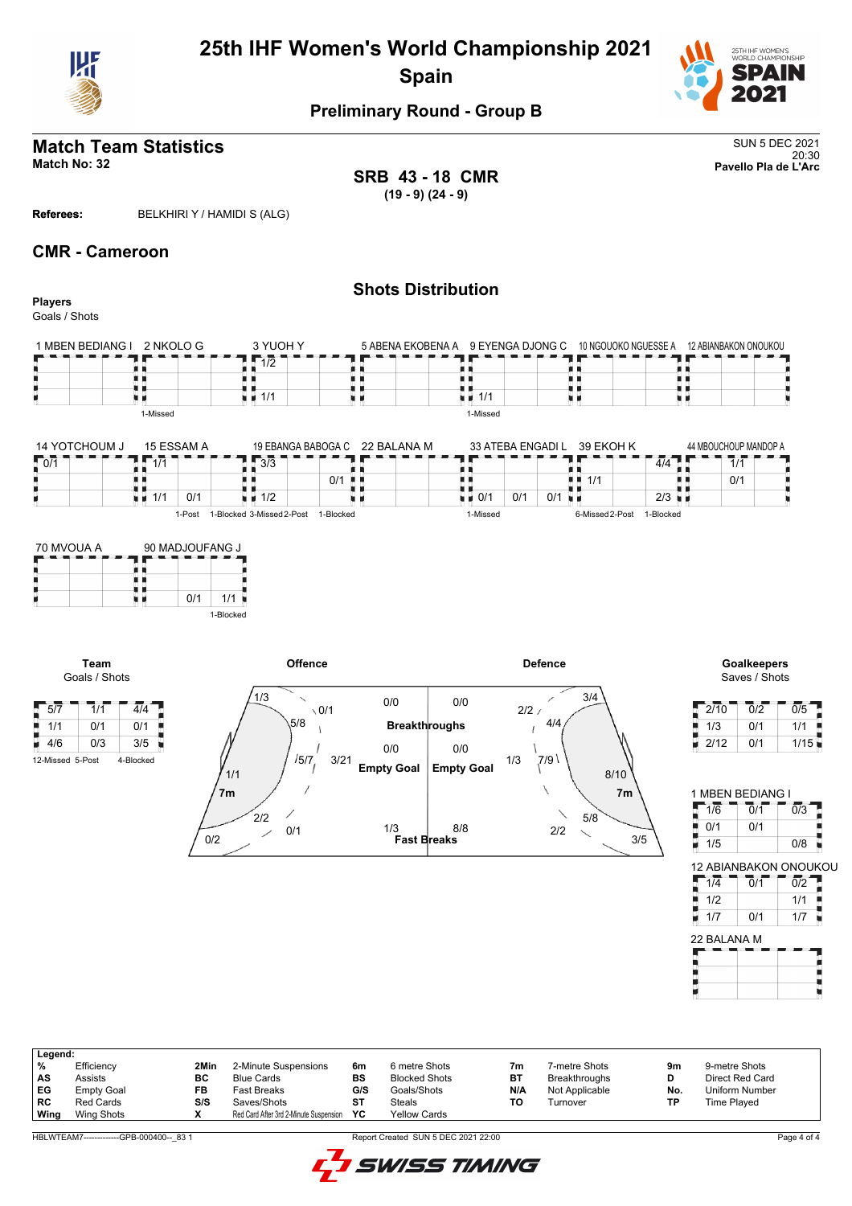# 25th IHF Women's World Championship 2021

## Spain

### Preliminary Round - Group B

## Match Team Statistics

**Match No: 32**

SUN 5 DEC 2021
20:30
**Pavello Pla de L'Arc**

**SRB 43 - 18 CMR**
**(19 - 9) (24 - 9)**

**Referees:** BELKHIRI Y / HAMIDI S (ALG)

## CMR - Cameroon

### Shots Distribution

**Players**
Goals / Shots

1 MBEN BEDIANG I
2 NKOLO G
1-Missed
3 YUOH Y
1/2
1/1
5 ABENA EKOBENA A
9 EYENGA DJONG C
1/1
1-Missed
10 NGOUOKO NGUESSE A
12 ABIANBAKON ONOUKOU

14 YOTCHOUM J
0/1
15 ESSAM A
1/1
1/1 0/1
1-Post
19 EBANGA BABOGA C
3/3
0/1
1/2
1-Blocked 3-Missed 2-Post
22 BALANA M
1-Blocked
33 ATEBA ENGADI L
0/1 0/1 0/1
1-Missed
39 EKOH K
4/4
1/1
2/3
6-Missed 2-Post
44 MBOUCHOUP MANDOP A
1/1
0/1
1-Blocked

70 MVOUA A
90 MADJOUFANG J
0/1 1/1
1-Blocked

**Team**
Goals / Shots

| | | |
|---|---|---|
| 5/7 | 1/1 | 4/4 |
| 1/1 | 0/1 | 0/1 |
| 4/6 | 0/3 | 3/5 |

12-Missed 5-Post 4-Blocked

**Offence**

1/3
0/1
5/8
/5/7
3/21
1/1
7m
2/2
0/1
0/2
0/0 0/0
Breakthroughs
0/0 0/0
Empty Goal Empty Goal
1/3 8/8
Fast Breaks

**Defence**

2/2
3/4
4/4
1/3
7/9
8/10
7m
5/8
2/2
3/5

**Goalkeepers**
Saves / Shots

| | | |
|---|---|---|
| 2/10 | 0/2 | 0/5 |
| 1/3 | 0/1 | 1/1 |
| 2/12 | 0/1 | 1/15 |

1 MBEN BEDIANG I

| | | |
|---|---|---|
| 1/6 | 0/1 | 0/3 |
| 0/1 | 0/1 | |
| 1/5 | | 0/8 |

12 ABIANBAKON ONOUKOU

| | | |
|---|---|---|
| 1/4 | 0/1 | 0/2 |
| 1/2 | | 1/1 |
| 1/7 | 0/1 | 1/7 |

22 BALANA M

| Legend: | | | | | | | | | |
|---|---|---|---|---|---|---|---|---|---|
| % | Efficiency | 2Min | 2-Minute Suspensions | 6m | 6 metre Shots | 7m | 7-metre Shots | 9m | 9-metre Shots |
| AS | Assists | BC | Blue Cards | BS | Blocked Shots | BT | Breakthroughs | D | Direct Red Card |
| EG | Empty Goal | FB | Fast Breaks | G/S | Goals/Shots | N/A | Not Applicable | No. | Uniform Number |
| RC | Red Cards | S/S | Saves/Shots | ST | Steals | TO | Turnover | TP | Time Played |
| Wing | Wing Shots | X | Red Card After 3rd 2-Minute Suspension | YC | Yellow Cards | | | | |

HBLWTEAM7--------------GPB-000400--_83 1 Report Created SUN 5 DEC 2021 22:00